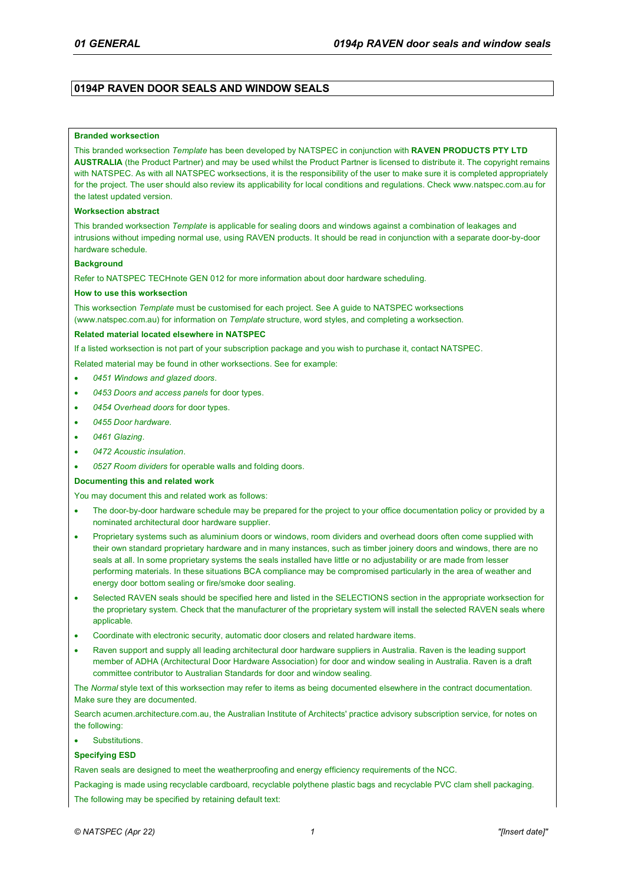# 0194P RAVEN DOOR SEALS AND WINDOW SEALS

**Branded worksection**

This branded worksection *Template* has been developed by NATSPEC in conjunction with **RAVEN PRODUCTS PTY LTD AUSTRALIA** (the Product Partner) and may be used whilst the Product Partner is licensed to distribute it. The copyright remains with NATSPEC. As with all NATSPEC worksections, it is the responsibility of the user to make sure it is completed appropriately for the project. The user should also review its applicability for local conditions and regulations. Check www.natspec.com.au for the latest updated version.

**Worksection abstract**

This branded worksection *Template* is applicable for sealing doors and windows against a combination of leakages and intrusions without impeding normal use, using RAVEN products. It should be read in conjunction with a separate door-by-door hardware schedule.

**Background**

Refer to NATSPEC TECHnote GEN 012 for more information about door hardware scheduling.

**How to use this worksection**

This worksection *Template* must be customised for each project. See A guide to NATSPEC worksections (www.natspec.com.au) for information on *Template* structure, word styles, and completing a worksection.

**Related material located elsewhere in NATSPEC**

If a listed worksection is not part of your subscription package and you wish to purchase it, contact NATSPEC.

Related material may be found in other worksections. See for example:

- *0451 Windows and glazed doors*.
- *0453 Doors and access panels* for door types.
- *0454 Overhead doors* for door types.
- *0455 Door hardware*.
- *0461 Glazing*.
- *0472 Acoustic insulation*.
- *0527 Room dividers* for operable walls and folding doors.

**Documenting this and related work**

You may document this and related work as follows:

- The door-by-door hardware schedule may be prepared for the project to your office documentation policy or provided by a nominated architectural door hardware supplier.
- Proprietary systems such as aluminium doors or windows, room dividers and overhead doors often come supplied with their own standard proprietary hardware and in many instances, such as timber joinery doors and windows, there are no seals at all. In some proprietary systems the seals installed have little or no adjustability or are made from lesser performing materials. In these situations BCA compliance may be compromised particularly in the area of weather and energy door bottom sealing or fire/smoke door sealing.
- Selected RAVEN seals should be specified here and listed in the SELECTIONS section in the appropriate worksection for the proprietary system. Check that the manufacturer of the proprietary system will install the selected RAVEN seals where applicable.
- Coordinate with electronic security, automatic door closers and related hardware items.
- Raven support and supply all leading architectural door hardware suppliers in Australia. Raven is the leading support member of ADHA (Architectural Door Hardware Association) for door and window sealing in Australia. Raven is a draft committee contributor to Australian Standards for door and window sealing.

The *Normal* style text of this worksection may refer to items as being documented elsewhere in the contract documentation. Make sure they are documented.

Search acumen.architecture.com.au, the Australian Institute of Architects' practice advisory subscription service, for notes on the following:

- Substitutions.

**Specifying ESD**

Raven seals are designed to meet the weatherproofing and energy efficiency requirements of the NCC.

Packaging is made using recyclable cardboard, recyclable polythene plastic bags and recyclable PVC clam shell packaging.

The following may be specified by retaining default text: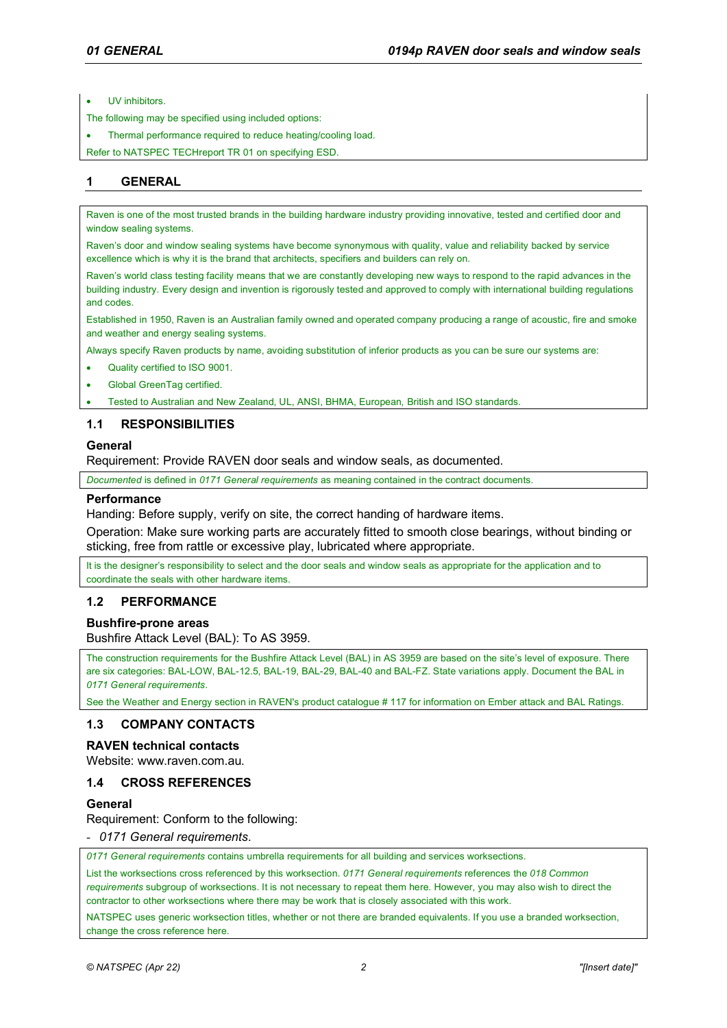- UV inhibitors.

The following may be specified using included options:

- Thermal performance required to reduce heating/cooling load.

Refer to NATSPEC TECHreport TR 01 on specifying ESD.

# 1 GENERAL

Raven is one of the most trusted brands in the building hardware industry providing innovative, tested and certified door and window sealing systems.

Raven's door and window sealing systems have become synonymous with quality, value and reliability backed by service excellence which is why it is the brand that architects, specifiers and builders can rely on.

Raven's world class testing facility means that we are constantly developing new ways to respond to the rapid advances in the building industry. Every design and invention is rigorously tested and approved to comply with international building regulations and codes.

Established in 1950, Raven is an Australian family owned and operated company producing a range of acoustic, fire and smoke and weather and energy sealing systems.

Always specify Raven products by name, avoiding substitution of inferior products as you can be sure our systems are:

- Quality certified to ISO 9001.
- Global GreenTag certified.
- Tested to Australian and New Zealand, UL, ANSI, BHMA, European, British and ISO standards.

## 1.1 RESPONSIBILITIES

### General

Requirement: Provide RAVEN door seals and window seals, as documented.

*Documented* is defined in *0171 General requirements* as meaning contained in the contract documents.

### Performance

Handing: Before supply, verify on site, the correct handing of hardware items.

Operation: Make sure working parts are accurately fitted to smooth close bearings, without binding or sticking, free from rattle or excessive play, lubricated where appropriate.

It is the designer's responsibility to select and the door seals and window seals as appropriate for the application and to coordinate the seals with other hardware items.

## 1.2 PERFORMANCE

### Bushfire-prone areas

Bushfire Attack Level (BAL): To AS 3959.

The construction requirements for the Bushfire Attack Level (BAL) in AS 3959 are based on the site's level of exposure. There are six categories: BAL-LOW, BAL-12.5, BAL-19, BAL-29, BAL-40 and BAL-FZ. State variations apply. Document the BAL in *0171 General requirements*.

See the Weather and Energy section in RAVEN's product catalogue # 117 for information on Ember attack and BAL Ratings.

## 1.3 COMPANY CONTACTS

### RAVEN technical contacts

Website: www.raven.com.au.

## 1.4 CROSS REFERENCES

### General

Requirement: Conform to the following:

- *0171 General requirements*.

*0171 General requirements* contains umbrella requirements for all building and services worksections.

List the worksections cross referenced by this worksection. *0171 General requirements* references the *018 Common requirements* subgroup of worksections. It is not necessary to repeat them here. However, you may also wish to direct the contractor to other worksections where there may be work that is closely associated with this work.

NATSPEC uses generic worksection titles, whether or not there are branded equivalents. If you use a branded worksection, change the cross reference here.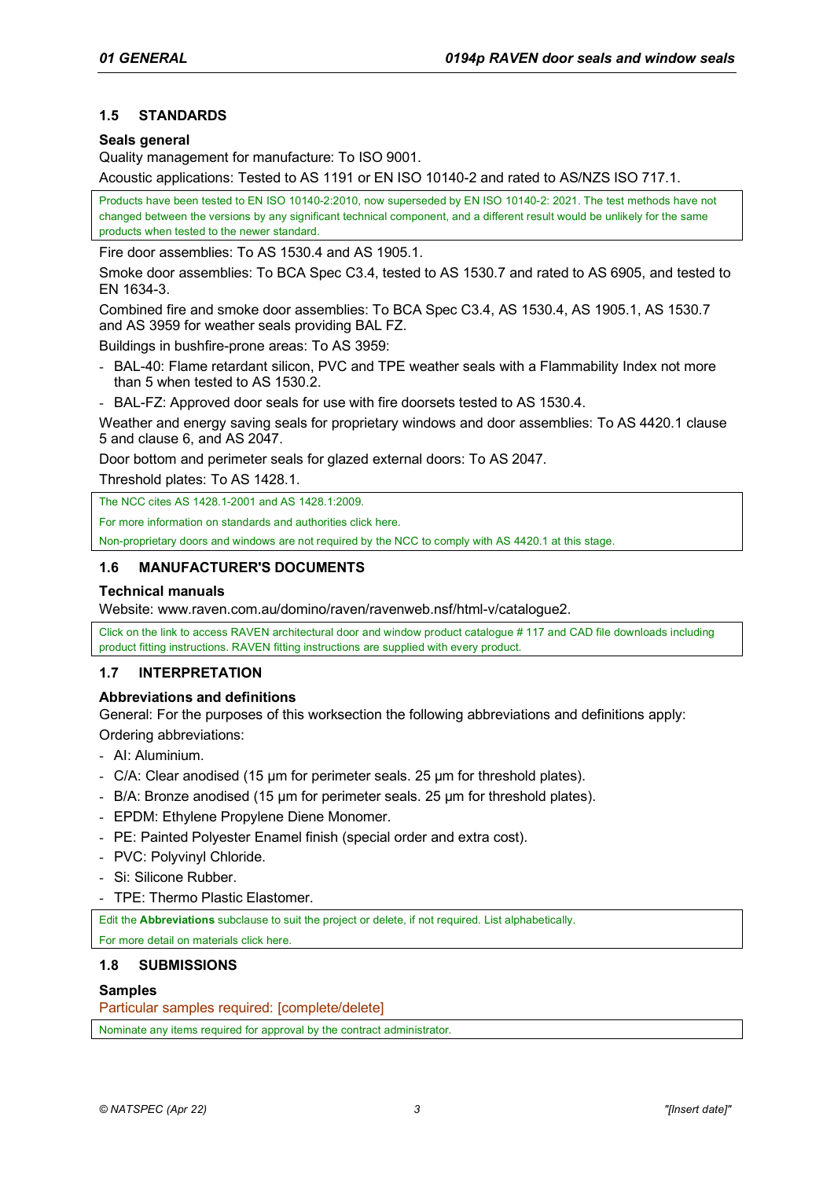## 1.5 STANDARDS

### Seals general

Quality management for manufacture: To ISO 9001.

Acoustic applications: Tested to AS 1191 or EN ISO 10140-2 and rated to AS/NZS ISO 717.1.

> Products have been tested to EN ISO 10140-2:2010, now superseded by EN ISO 10140-2: 2021. The test methods have not changed between the versions by any significant technical component, and a different result would be unlikely for the same products when tested to the newer standard.

Fire door assemblies: To AS 1530.4 and AS 1905.1.

Smoke door assemblies: To BCA Spec C3.4, tested to AS 1530.7 and rated to AS 6905, and tested to EN 1634-3.

Combined fire and smoke door assemblies: To BCA Spec C3.4, AS 1530.4, AS 1905.1, AS 1530.7 and AS 3959 for weather seals providing BAL FZ.

Buildings in bushfire-prone areas: To AS 3959:

- BAL-40: Flame retardant silicon, PVC and TPE weather seals with a Flammability Index not more than 5 when tested to AS 1530.2.
- BAL-FZ: Approved door seals for use with fire doorsets tested to AS 1530.4.

Weather and energy saving seals for proprietary windows and door assemblies: To AS 4420.1 clause 5 and clause 6, and AS 2047.

Door bottom and perimeter seals for glazed external doors: To AS 2047.

Threshold plates: To AS 1428.1.

> The NCC cites AS 1428.1-2001 and AS 1428.1:2009.
>
> For more information on standards and authorities click here.
>
> Non-proprietary doors and windows are not required by the NCC to comply with AS 4420.1 at this stage.

## 1.6 MANUFACTURER'S DOCUMENTS

### Technical manuals

Website: www.raven.com.au/domino/raven/ravenweb.nsf/html-v/catalogue2.

> Click on the link to access RAVEN architectural door and window product catalogue # 117 and CAD file downloads including product fitting instructions. RAVEN fitting instructions are supplied with every product.

## 1.7 INTERPRETATION

### Abbreviations and definitions

General: For the purposes of this worksection the following abbreviations and definitions apply:

Ordering abbreviations:

- Al: Aluminium.
- C/A: Clear anodised (15 μm for perimeter seals. 25 μm for threshold plates).
- B/A: Bronze anodised (15 μm for perimeter seals. 25 μm for threshold plates).
- EPDM: Ethylene Propylene Diene Monomer.
- PE: Painted Polyester Enamel finish (special order and extra cost).
- PVC: Polyvinyl Chloride.
- Si: Silicone Rubber.
- TPE: Thermo Plastic Elastomer.

> Edit the **Abbreviations** subclause to suit the project or delete, if not required. List alphabetically.
>
> For more detail on materials click here.

## 1.8 SUBMISSIONS

### Samples

Particular samples required: [complete/delete]

> Nominate any items required for approval by the contract administrator.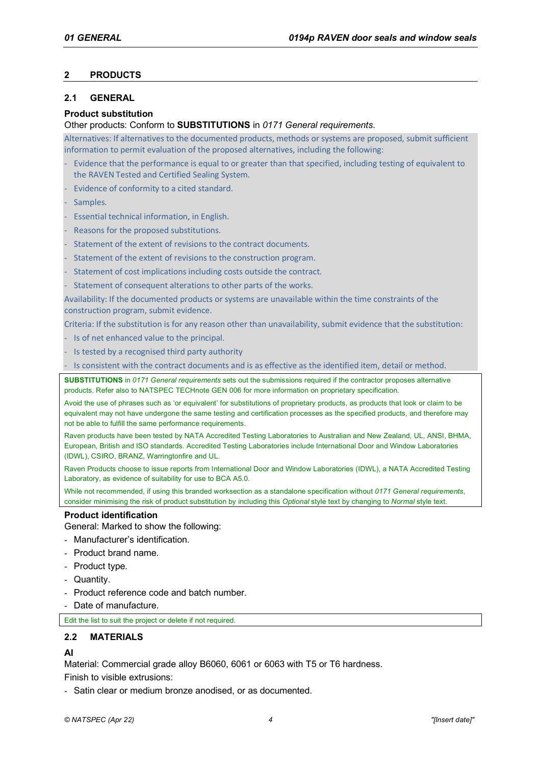## 2 PRODUCTS

### 2.1 GENERAL

**Product substitution**

Other products: Conform to **SUBSTITUTIONS** in *0171 General requirements*.

Alternatives: If alternatives to the documented products, methods or systems are proposed, submit sufficient information to permit evaluation of the proposed alternatives, including the following:

- Evidence that the performance is equal to or greater than that specified, including testing of equivalent to the RAVEN Tested and Certified Sealing System.
- Evidence of conformity to a cited standard.
- Samples.
- Essential technical information, in English.
- Reasons for the proposed substitutions.
- Statement of the extent of revisions to the contract documents.
- Statement of the extent of revisions to the construction program.
- Statement of cost implications including costs outside the contract.
- Statement of consequent alterations to other parts of the works.

Availability: If the documented products or systems are unavailable within the time constraints of the construction program, submit evidence.

Criteria: If the substitution is for any reason other than unavailability, submit evidence that the substitution:

- Is of net enhanced value to the principal.
- Is tested by a recognised third party authority
- Is consistent with the contract documents and is as effective as the identified item, detail or method.

**SUBSTITUTIONS** in *0171 General requirements* sets out the submissions required if the contractor proposes alternative products. Refer also to NATSPEC TECHnote GEN 006 for more information on proprietary specification.

Avoid the use of phrases such as 'or equivalent' for substitutions of proprietary products, as products that look or claim to be equivalent may not have undergone the same testing and certification processes as the specified products, and therefore may not be able to fulfill the same performance requirements.

Raven products have been tested by NATA Accredited Testing Laboratories to Australian and New Zealand, UL, ANSI, BHMA, European, British and ISO standards. Accredited Testing Laboratories include International Door and Window Laboratories (IDWL), CSIRO, BRANZ, Warringtonfire and UL.

Raven Products choose to issue reports from International Door and Window Laboratories (IDWL), a NATA Accredited Testing Laboratory, as evidence of suitability for use to BCA A5.0.

While not recommended, if using this branded worksection as a standalone specification without *0171 General requirements*, consider minimising the risk of product substitution by including this *Optional* style text by changing to *Normal* style text.

**Product identification**

General: Marked to show the following:

- Manufacturer's identification.
- Product brand name.
- Product type.
- Quantity.
- Product reference code and batch number.
- Date of manufacture.

Edit the list to suit the project or delete if not required.

### 2.2 MATERIALS

**Al**

Material: Commercial grade alloy B6060, 6061 or 6063 with T5 or T6 hardness.

Finish to visible extrusions:

- Satin clear or medium bronze anodised, or as documented.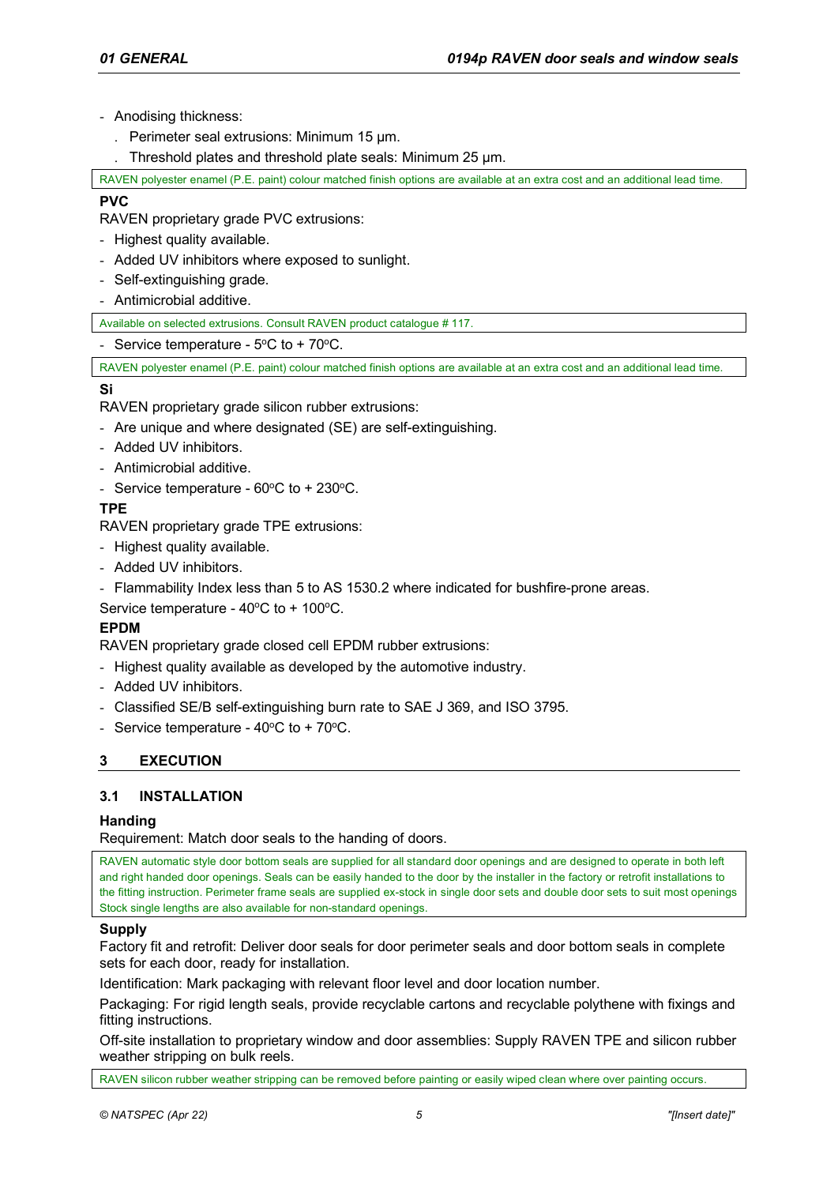- Anodising thickness:
  - Perimeter seal extrusions: Minimum 15 μm.
  - Threshold plates and threshold plate seals: Minimum 25 μm.

RAVEN polyester enamel (P.E. paint) colour matched finish options are available at an extra cost and an additional lead time.

**PVC**

RAVEN proprietary grade PVC extrusions:

- Highest quality available.
- Added UV inhibitors where exposed to sunlight.
- Self-extinguishing grade.
- Antimicrobial additive.

Available on selected extrusions. Consult RAVEN product catalogue # 117.

- Service temperature - 5°C to + 70°C.

RAVEN polyester enamel (P.E. paint) colour matched finish options are available at an extra cost and an additional lead time.

**Si**

RAVEN proprietary grade silicon rubber extrusions:

- Are unique and where designated (SE) are self-extinguishing.
- Added UV inhibitors.
- Antimicrobial additive.
- Service temperature - 60°C to + 230°C.

**TPE**

RAVEN proprietary grade TPE extrusions:

- Highest quality available.
- Added UV inhibitors.
- Flammability Index less than 5 to AS 1530.2 where indicated for bushfire-prone areas.

Service temperature - 40°C to + 100°C.

**EPDM**

RAVEN proprietary grade closed cell EPDM rubber extrusions:

- Highest quality available as developed by the automotive industry.
- Added UV inhibitors.
- Classified SE/B self-extinguishing burn rate to SAE J 369, and ISO 3795.
- Service temperature - 40°C to + 70°C.

## 3 EXECUTION

### 3.1 INSTALLATION

**Handing**

Requirement: Match door seals to the handing of doors.

RAVEN automatic style door bottom seals are supplied for all standard door openings and are designed to operate in both left and right handed door openings. Seals can be easily handed to the door by the installer in the factory or retrofit installations to the fitting instruction. Perimeter frame seals are supplied ex-stock in single door sets and double door sets to suit most openings Stock single lengths are also available for non-standard openings.

**Supply**

Factory fit and retrofit: Deliver door seals for door perimeter seals and door bottom seals in complete sets for each door, ready for installation.

Identification: Mark packaging with relevant floor level and door location number.

Packaging: For rigid length seals, provide recyclable cartons and recyclable polythene with fixings and fitting instructions.

Off-site installation to proprietary window and door assemblies: Supply RAVEN TPE and silicon rubber weather stripping on bulk reels.

RAVEN silicon rubber weather stripping can be removed before painting or easily wiped clean where over painting occurs.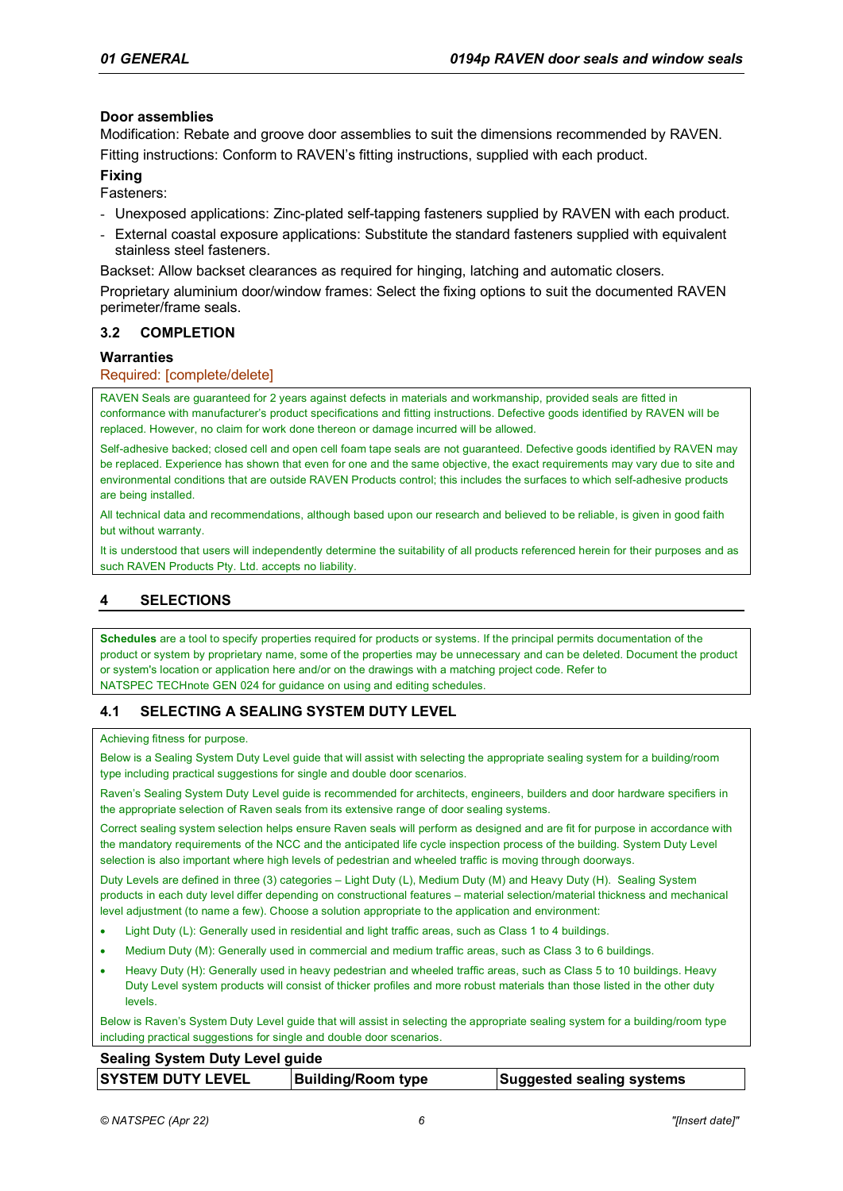#### Door assemblies

Modification: Rebate and groove door assemblies to suit the dimensions recommended by RAVEN.

Fitting instructions: Conform to RAVEN's fitting instructions, supplied with each product.

#### Fixing

Fasteners:

- Unexposed applications: Zinc-plated self-tapping fasteners supplied by RAVEN with each product.
- External coastal exposure applications: Substitute the standard fasteners supplied with equivalent stainless steel fasteners.

Backset: Allow backset clearances as required for hinging, latching and automatic closers.

Proprietary aluminium door/window frames: Select the fixing options to suit the documented RAVEN perimeter/frame seals.

### 3.2 COMPLETION

#### Warranties

Required: [complete/delete]

RAVEN Seals are guaranteed for 2 years against defects in materials and workmanship, provided seals are fitted in conformance with manufacturer's product specifications and fitting instructions. Defective goods identified by RAVEN will be replaced. However, no claim for work done thereon or damage incurred will be allowed.

Self-adhesive backed; closed cell and open cell foam tape seals are not guaranteed. Defective goods identified by RAVEN may be replaced. Experience has shown that even for one and the same objective, the exact requirements may vary due to site and environmental conditions that are outside RAVEN Products control; this includes the surfaces to which self-adhesive products are being installed.

All technical data and recommendations, although based upon our research and believed to be reliable, is given in good faith but without warranty.

It is understood that users will independently determine the suitability of all products referenced herein for their purposes and as such RAVEN Products Pty. Ltd. accepts no liability.

## 4 SELECTIONS

**Schedules** are a tool to specify properties required for products or systems. If the principal permits documentation of the product or system by proprietary name, some of the properties may be unnecessary and can be deleted. Document the product or system's location or application here and/or on the drawings with a matching project code. Refer to NATSPEC TECHnote GEN 024 for guidance on using and editing schedules.

### 4.1 SELECTING A SEALING SYSTEM DUTY LEVEL

Achieving fitness for purpose.

Below is a Sealing System Duty Level guide that will assist with selecting the appropriate sealing system for a building/room type including practical suggestions for single and double door scenarios.

Raven's Sealing System Duty Level guide is recommended for architects, engineers, builders and door hardware specifiers in the appropriate selection of Raven seals from its extensive range of door sealing systems.

Correct sealing system selection helps ensure Raven seals will perform as designed and are fit for purpose in accordance with the mandatory requirements of the NCC and the anticipated life cycle inspection process of the building. System Duty Level selection is also important where high levels of pedestrian and wheeled traffic is moving through doorways.

Duty Levels are defined in three (3) categories – Light Duty (L), Medium Duty (M) and Heavy Duty (H). Sealing System products in each duty level differ depending on constructional features – material selection/material thickness and mechanical level adjustment (to name a few). Choose a solution appropriate to the application and environment:

- Light Duty (L): Generally used in residential and light traffic areas, such as Class 1 to 4 buildings.
- Medium Duty (M): Generally used in commercial and medium traffic areas, such as Class 3 to 6 buildings.
- Heavy Duty (H): Generally used in heavy pedestrian and wheeled traffic areas, such as Class 5 to 10 buildings. Heavy Duty Level system products will consist of thicker profiles and more robust materials than those listed in the other duty levels.

Below is Raven's System Duty Level guide that will assist in selecting the appropriate sealing system for a building/room type including practical suggestions for single and double door scenarios.

#### Sealing System Duty Level guide

| SYSTEM DUTY LEVEL | Building/Room type | Suggested sealing systems |
| --- | --- | --- |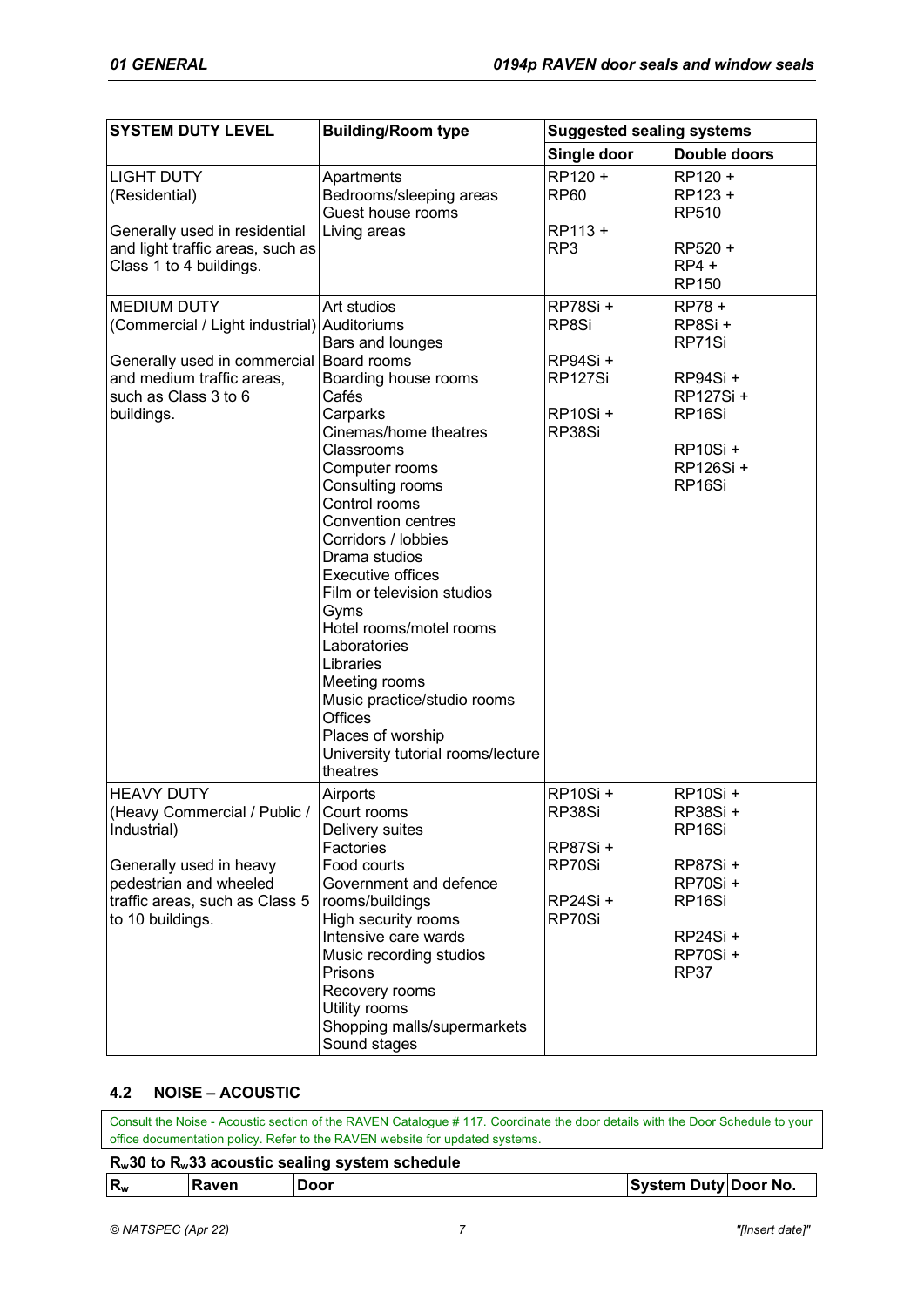| SYSTEM DUTY LEVEL | Building/Room type | Suggested sealing systems | |
|---|---|---|---|
| | | **Single door** | **Double doors** |
| LIGHT DUTY<br>(Residential)<br><br>Generally used in residential and light traffic areas, such as Class 1 to 4 buildings. | Apartments<br>Bedrooms/sleeping areas<br>Guest house rooms<br>Living areas | RP120 +<br>RP60<br><br>RP113 +<br>RP3 | RP120 +<br>RP123 +<br>RP510<br><br>RP520 +<br>RP4 +<br>RP150 |
| MEDIUM DUTY<br>(Commercial / Light industrial)<br><br>Generally used in commercial and medium traffic areas, such as Class 3 to 6 buildings. | Art studios<br>Auditoriums<br>Bars and lounges<br>Board rooms<br>Boarding house rooms<br>Cafés<br>Carparks<br>Cinemas/home theatres<br>Classrooms<br>Computer rooms<br>Consulting rooms<br>Control rooms<br>Convention centres<br>Corridors / lobbies<br>Drama studios<br>Executive offices<br>Film or television studios<br>Gyms<br>Hotel rooms/motel rooms<br>Laboratories<br>Libraries<br>Meeting rooms<br>Music practice/studio rooms<br>Offices<br>Places of worship<br>University tutorial rooms/lecture theatres | RP78Si +<br>RP8Si<br><br>RP94Si +<br>RP127Si<br><br>RP10Si +<br>RP38Si | RP78 +<br>RP8Si +<br>RP71Si<br><br>RP94Si +<br>RP127Si +<br>RP16Si<br><br>RP10Si +<br>RP126Si +<br>RP16Si |
| HEAVY DUTY<br>(Heavy Commercial / Public / Industrial)<br><br>Generally used in heavy pedestrian and wheeled traffic areas, such as Class 5 to 10 buildings. | Airports<br>Court rooms<br>Delivery suites<br>Factories<br>Food courts<br>Government and defence rooms/buildings<br>High security rooms<br>Intensive care wards<br>Music recording studios<br>Prisons<br>Recovery rooms<br>Utility rooms<br>Shopping malls/supermarkets<br>Sound stages | RP10Si +<br>RP38Si<br><br>RP87Si +<br>RP70Si<br><br>RP24Si +<br>RP70Si | RP10Si +<br>RP38Si +<br>RP16Si<br><br>RP87Si +<br>RP70Si +<br>RP16Si<br><br>RP24Si +<br>RP70Si +<br>RP37 |

### 4.2 NOISE – ACOUSTIC

Consult the Noise - Acoustic section of the RAVEN Catalogue # 117. Coordinate the door details with the Door Schedule to your office documentation policy. Refer to the RAVEN website for updated systems.

**$R_w$30 to $R_w$33 acoustic sealing system schedule**

| $R_w$ | Raven | Door | System Duty | Door No. |
|---|---|---|---|---|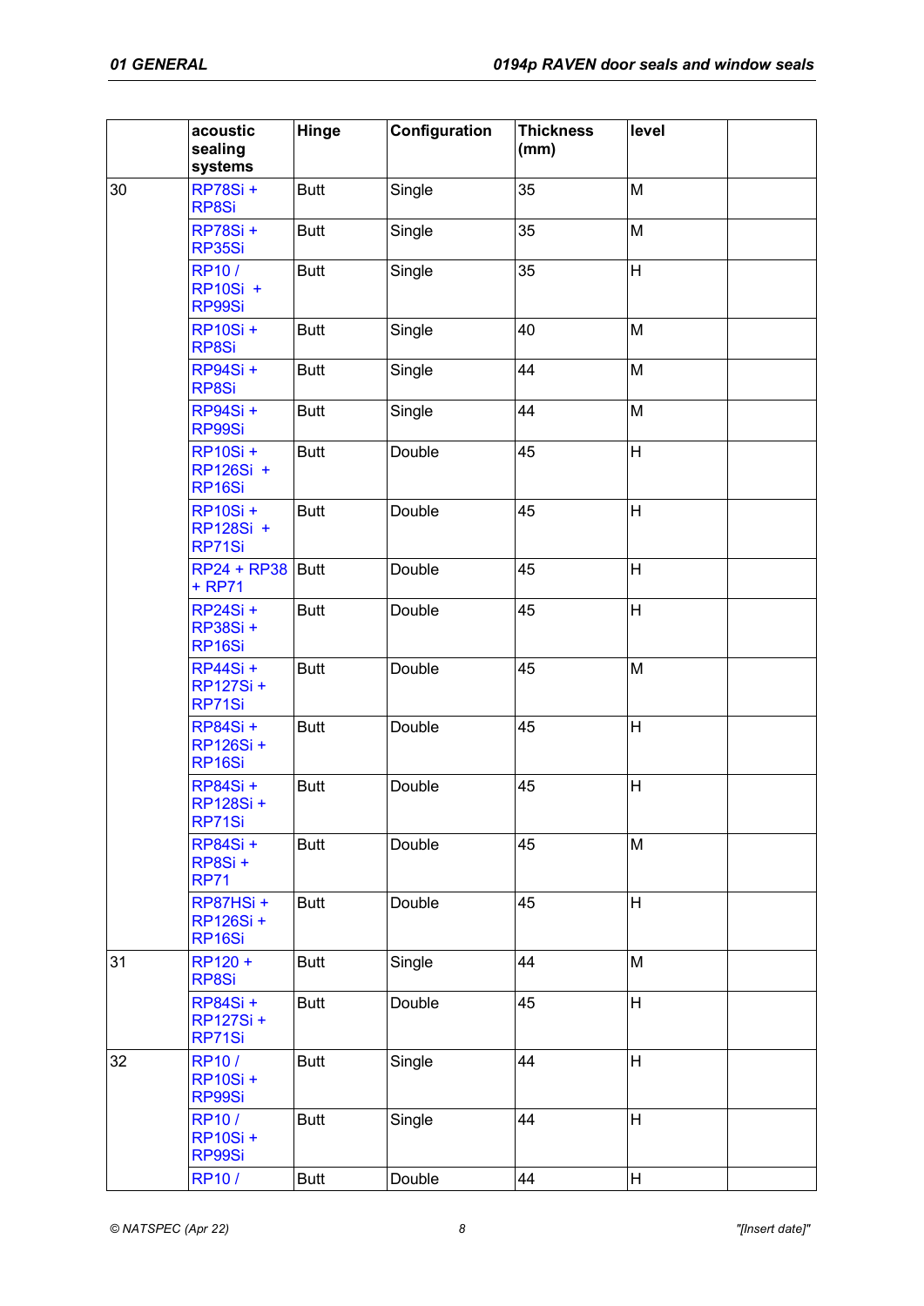|  | acoustic sealing systems | Hinge | Configuration | Thickness (mm) | level |  |
|---|---|---|---|---|---|---|
| 30 | RP78Si + RP8Si | Butt | Single | 35 | M |  |
|  | RP78Si + RP35Si | Butt | Single | 35 | M |  |
|  | RP10 / RP10Si + RP99Si | Butt | Single | 35 | H |  |
|  | RP10Si + RP8Si | Butt | Single | 40 | M |  |
|  | RP94Si + RP8Si | Butt | Single | 44 | M |  |
|  | RP94Si + RP99Si | Butt | Single | 44 | M |  |
|  | RP10Si + RP126Si + RP16Si | Butt | Double | 45 | H |  |
|  | RP10Si + RP128Si + RP71Si | Butt | Double | 45 | H |  |
|  | RP24 + RP38 + RP71 | Butt | Double | 45 | H |  |
|  | RP24Si + RP38Si + RP16Si | Butt | Double | 45 | H |  |
|  | RP44Si + RP127Si + RP71Si | Butt | Double | 45 | M |  |
|  | RP84Si + RP126Si + RP16Si | Butt | Double | 45 | H |  |
|  | RP84Si + RP128Si + RP71Si | Butt | Double | 45 | H |  |
|  | RP84Si + RP8Si + RP71 | Butt | Double | 45 | M |  |
|  | RP87HSi + RP126Si + RP16Si | Butt | Double | 45 | H |  |
| 31 | RP120 + RP8Si | Butt | Single | 44 | M |  |
|  | RP84Si + RP127Si + RP71Si | Butt | Double | 45 | H |  |
| 32 | RP10 / RP10Si + RP99Si | Butt | Single | 44 | H |  |
|  | RP10 / RP10Si + RP99Si | Butt | Single | 44 | H |  |
|  | RP10 / | Butt | Double | 44 | H |  |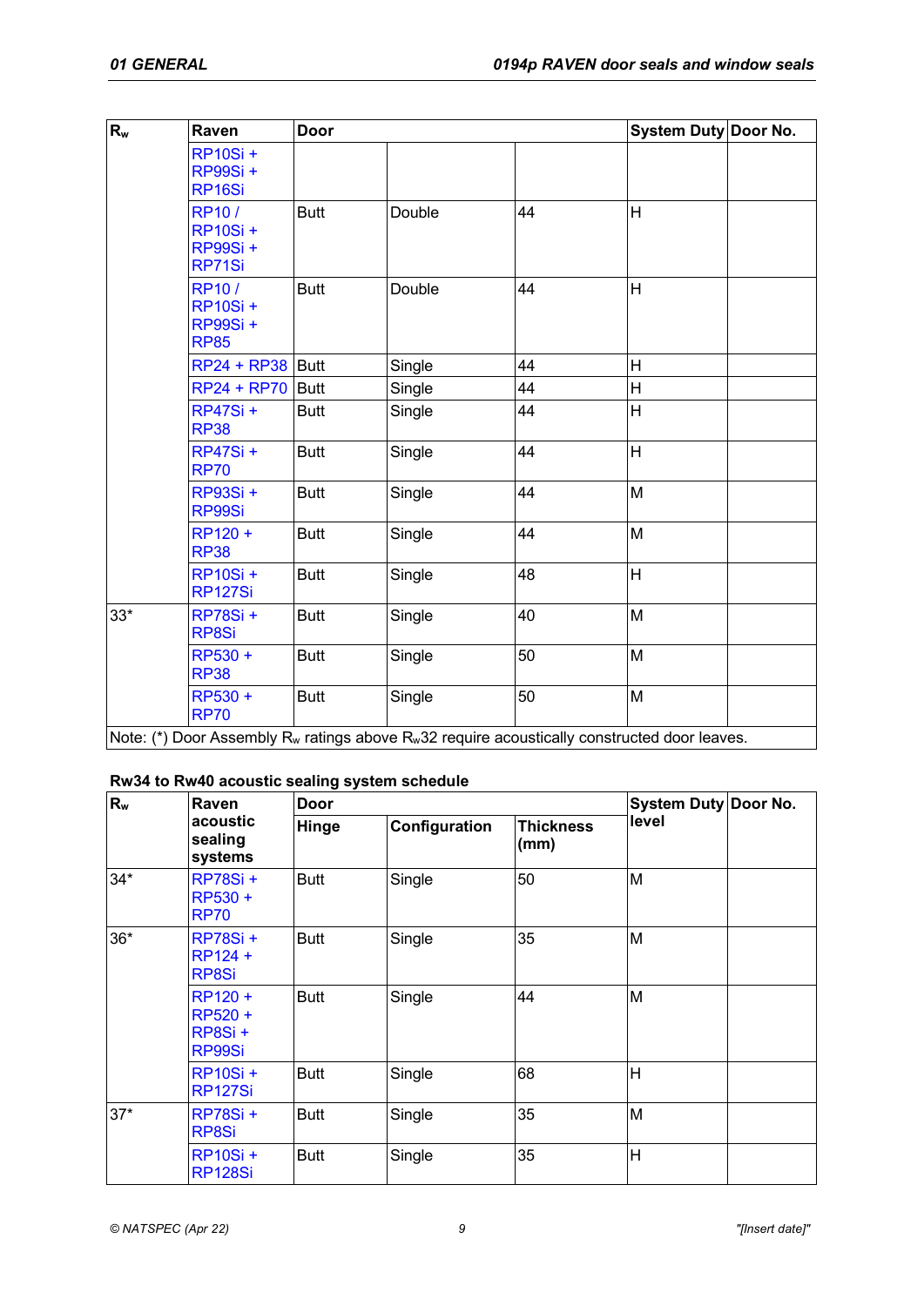| $R_w$ | Raven | Door | | | System Duty | Door No. |
|---|---|---|---|---|---|---|
| | RP10Si + RP99Si + RP16Si | | | | | |
| | RP10 / RP10Si + RP99Si + RP71Si | Butt | Double | 44 | H | |
| | RP10 / RP10Si + RP99Si + RP85 | Butt | Double | 44 | H | |
| | RP24 + RP38 | Butt | Single | 44 | H | |
| | RP24 + RP70 | Butt | Single | 44 | H | |
| | RP47Si + RP38 | Butt | Single | 44 | H | |
| | RP47Si + RP70 | Butt | Single | 44 | H | |
| | RP93Si + RP99Si | Butt | Single | 44 | M | |
| | RP120 + RP38 | Butt | Single | 44 | M | |
| | RP10Si + RP127Si | Butt | Single | 48 | H | |
| 33* | RP78Si + RP8Si | Butt | Single | 40 | M | |
| | RP530 + RP38 | Butt | Single | 50 | M | |
| | RP530 + RP70 | Butt | Single | 50 | M | |

Note: (*) Door Assembly $R_w$ ratings above $R_w$32 require acoustically constructed door leaves.

**Rw34 to Rw40 acoustic sealing system schedule**

| $R_w$ | Raven acoustic sealing systems | Door | | | System Duty level | Door No. |
|---|---|---|---|---|---|---|
| | | Hinge | Configuration | Thickness (mm) | | |
| 34* | RP78Si + RP530 + RP70 | Butt | Single | 50 | M | |
| 36* | RP78Si + RP124 + RP8Si | Butt | Single | 35 | M | |
| | RP120 + RP520 + RP8Si + RP99Si | Butt | Single | 44 | M | |
| | RP10Si + RP127Si | Butt | Single | 68 | H | |
| 37* | RP78Si + RP8Si | Butt | Single | 35 | M | |
| | RP10Si + RP128Si | Butt | Single | 35 | H | |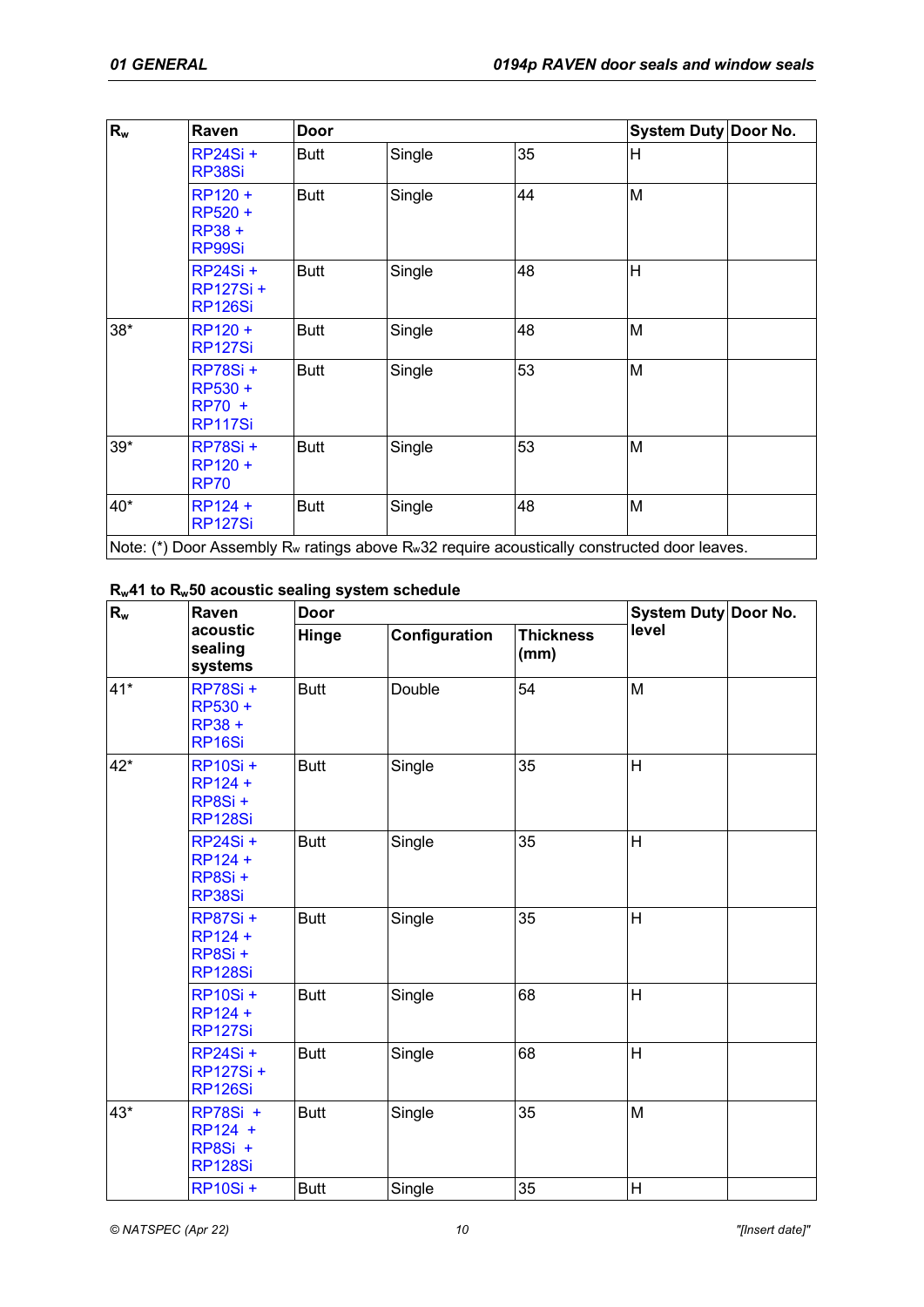| $R_w$ | Raven | Door | | | System Duty | Door No. |
|---|---|---|---|---|---|---|
| | RP24Si + RP38Si | Butt | Single | 35 | H | |
| | RP120 + RP520 + RP38 + RP99Si | Butt | Single | 44 | M | |
| | RP24Si + RP127Si + RP126Si | Butt | Single | 48 | H | |
| 38* | RP120 + RP127Si | Butt | Single | 48 | M | |
| | RP78Si + RP530 + RP70 + RP117Si | Butt | Single | 53 | M | |
| 39* | RP78Si + RP120 + RP70 | Butt | Single | 53 | M | |
| 40* | RP124 + RP127Si | Butt | Single | 48 | M | |
| Note: (*) Door Assembly $R_w$ ratings above $R_w$32 require acoustically constructed door leaves. | | | | | | |

**$R_w$41 to $R_w$50 acoustic sealing system schedule**

| $R_w$ | Raven acoustic sealing systems | Door | | | System Duty level | Door No. |
|---|---|---|---|---|---|---|
| | | Hinge | Configuration | Thickness (mm) | | |
| 41* | RP78Si + RP530 + RP38 + RP16Si | Butt | Double | 54 | M | |
| 42* | RP10Si + RP124 + RP8Si + RP128Si | Butt | Single | 35 | H | |
| | RP24Si + RP124 + RP8Si + RP38Si | Butt | Single | 35 | H | |
| | RP87Si + RP124 + RP8Si + RP128Si | Butt | Single | 35 | H | |
| | RP10Si + RP124 + RP127Si | Butt | Single | 68 | H | |
| | RP24Si + RP127Si + RP126Si | Butt | Single | 68 | H | |
| 43* | RP78Si + RP124 + RP8Si + RP128Si | Butt | Single | 35 | M | |
| | RP10Si + | Butt | Single | 35 | H | |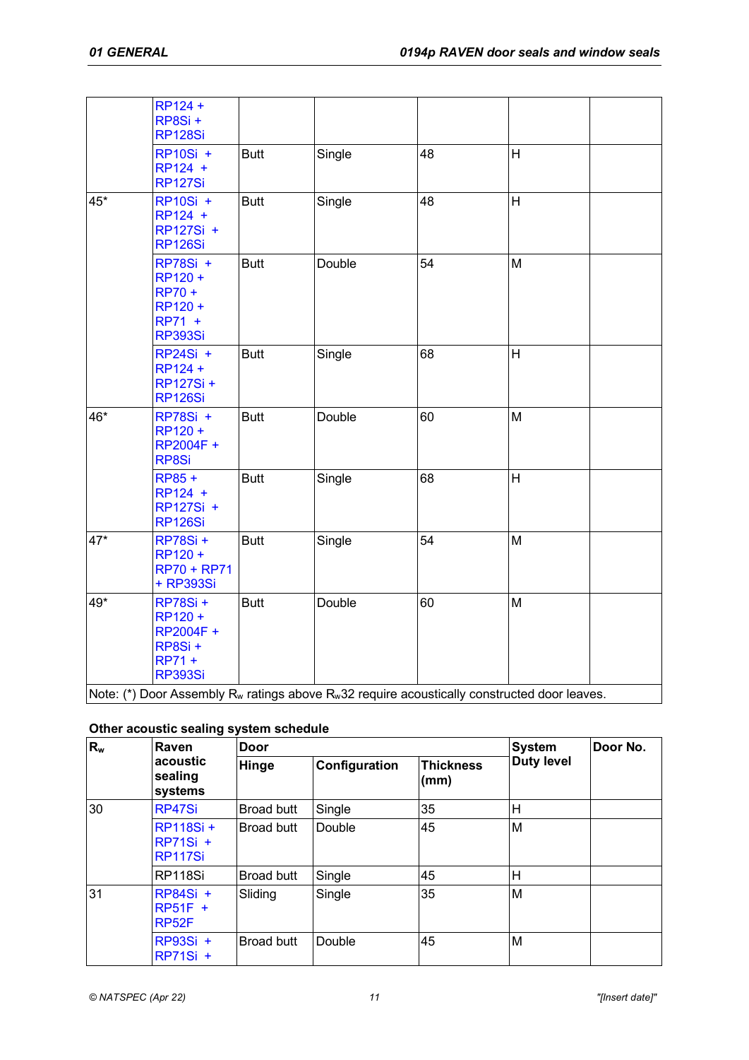| | RP124 + RP8Si + RP128Si | | | | | |
|---|---|---|---|---|---|---|
| | RP10Si + RP124 + RP127Si | Butt | Single | 48 | H | |
| 45* | RP10Si + RP124 + RP127Si + RP126Si | Butt | Single | 48 | H | |
| | RP78Si + RP120 + RP70 + RP120 + RP71 + RP393Si | Butt | Double | 54 | M | |
| | RP24Si + RP124 + RP127Si + RP126Si | Butt | Single | 68 | H | |
| 46* | RP78Si + RP120 + RP2004F + RP8Si | Butt | Double | 60 | M | |
| | RP85 + RP124 + RP127Si + RP126Si | Butt | Single | 68 | H | |
| 47* | RP78Si + RP120 + RP70 + RP71 + RP393Si | Butt | Single | 54 | M | |
| 49* | RP78Si + RP120 + RP2004F + RP8Si + RP71 + RP393Si | Butt | Double | 60 | M | |

Note: (*) Door Assembly $R_w$ ratings above $R_w$32 require acoustically constructed door leaves.

**Other acoustic sealing system schedule**

| $R_w$ | Raven acoustic sealing systems | Door | | | System Duty level | Door No. |
|---|---|---|---|---|---|---|
| | | Hinge | Configuration | Thickness (mm) | | |
| 30 | RP47Si | Broad butt | Single | 35 | H | |
| | RP118Si + RP71Si + RP117Si | Broad butt | Double | 45 | M | |
| | RP118Si | Broad butt | Single | 45 | H | |
| 31 | RP84Si + RP51F + RP52F | Sliding | Single | 35 | M | |
| | RP93Si + RP71Si + | Broad butt | Double | 45 | M | |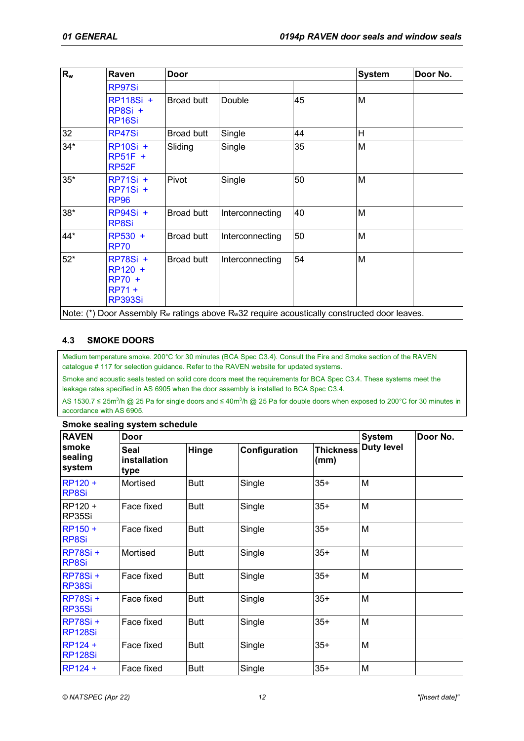| $R_w$ | Raven | Door | | | System | Door No. |
|---|---|---|---|---|---|---|
| | RP97Si | | | | | |
| | RP118Si + RP8Si + RP16Si | Broad butt | Double | 45 | M | |
| 32 | RP47Si | Broad butt | Single | 44 | H | |
| 34* | RP10Si + RP51F + RP52F | Sliding | Single | 35 | M | |
| 35* | RP71Si + RP71Si + RP96 | Pivot | Single | 50 | M | |
| 38* | RP94Si + RP8Si | Broad butt | Interconnecting | 40 | M | |
| 44* | RP530 + RP70 | Broad butt | Interconnecting | 50 | M | |
| 52* | RP78Si + RP120 + RP70 + RP71 + RP393Si | Broad butt | Interconnecting | 54 | M | |

Note: (*) Door Assembly $R_w$ ratings above $R_w$32 require acoustically constructed door leaves.

### 4.3 SMOKE DOORS

Medium temperature smoke. 200°C for 30 minutes (BCA Spec C3.4). Consult the Fire and Smoke section of the RAVEN catalogue # 117 for selection guidance. Refer to the RAVEN website for updated systems.

Smoke and acoustic seals tested on solid core doors meet the requirements for BCA Spec C3.4. These systems meet the leakage rates specified in AS 6905 when the door assembly is installed to BCA Spec C3.4.

AS 1530.7 ≤ 25m$^3$/h @ 25 Pa for single doors and ≤ 40m$^3$/h @ 25 Pa for double doors when exposed to 200°C for 30 minutes in accordance with AS 6905.

**Smoke sealing system schedule**

| RAVEN smoke sealing system | Door | | | | System Duty level | Door No. |
|---|---|---|---|---|---|---|
| | Seal installation type | Hinge | Configuration | Thickness (mm) | | |
| RP120 + RP8Si | Mortised | Butt | Single | 35+ | M | |
| RP120 + RP35Si | Face fixed | Butt | Single | 35+ | M | |
| RP150 + RP8Si | Face fixed | Butt | Single | 35+ | M | |
| RP78Si + RP8Si | Mortised | Butt | Single | 35+ | M | |
| RP78Si + RP38Si | Face fixed | Butt | Single | 35+ | M | |
| RP78Si + RP35Si | Face fixed | Butt | Single | 35+ | M | |
| RP78Si + RP128Si | Face fixed | Butt | Single | 35+ | M | |
| RP124 + RP128Si | Face fixed | Butt | Single | 35+ | M | |
| RP124 + | Face fixed | Butt | Single | 35+ | M | |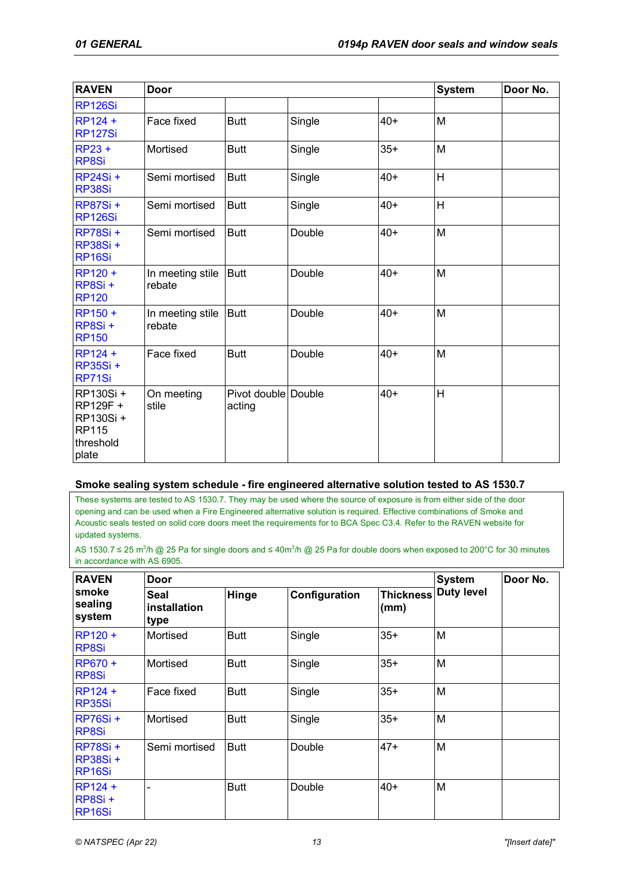| RAVEN | Door | | | | System | Door No. |
|---|---|---|---|---|---|---|
| RP126Si | | | | | | |
| RP124 + RP127Si | Face fixed | Butt | Single | 40+ | M | |
| RP23 + RP8Si | Mortised | Butt | Single | 35+ | M | |
| RP24Si + RP38Si | Semi mortised | Butt | Single | 40+ | H | |
| RP87Si + RP126Si | Semi mortised | Butt | Single | 40+ | H | |
| RP78Si + RP38Si + RP16Si | Semi mortised | Butt | Double | 40+ | M | |
| RP120 + RP8Si + RP120 | In meeting stile rebate | Butt | Double | 40+ | M | |
| RP150 + RP8Si + RP150 | In meeting stile rebate | Butt | Double | 40+ | M | |
| RP124 + RP35Si + RP71Si | Face fixed | Butt | Double | 40+ | M | |
| RP130Si + RP129F + RP130Si + RP115 threshold plate | On meeting stile | Pivot double acting | Double | 40+ | H | |

**Smoke sealing system schedule - fire engineered alternative solution tested to AS 1530.7**

These systems are tested to AS 1530.7. They may be used where the source of exposure is from either side of the door opening and can be used when a Fire Engineered alternative solution is required. Effective combinations of Smoke and Acoustic seals tested on solid core doors meet the requirements for to BCA Spec C3.4. Refer to the RAVEN website for updated systems.

AS 1530.7 ≤ 25 $m^3$/h @ 25 Pa for single doors and ≤ 40$m^3$/h @ 25 Pa for double doors when exposed to 200°C for 30 minutes in accordance with AS 6905.

| RAVEN smoke sealing system | Door | | | | System | Door No. |
|---|---|---|---|---|---|---|
| | Seal installation type | Hinge | Configuration | Thickness (mm) | Duty level | |
| RP120 + RP8Si | Mortised | Butt | Single | 35+ | M | |
| RP670 + RP8Si | Mortised | Butt | Single | 35+ | M | |
| RP124 + RP35Si | Face fixed | Butt | Single | 35+ | M | |
| RP76Si + RP8Si | Mortised | Butt | Single | 35+ | M | |
| RP78Si + RP38Si + RP16Si | Semi mortised | Butt | Double | 47+ | M | |
| RP124 + RP8Si + RP16Si | - | Butt | Double | 40+ | M | |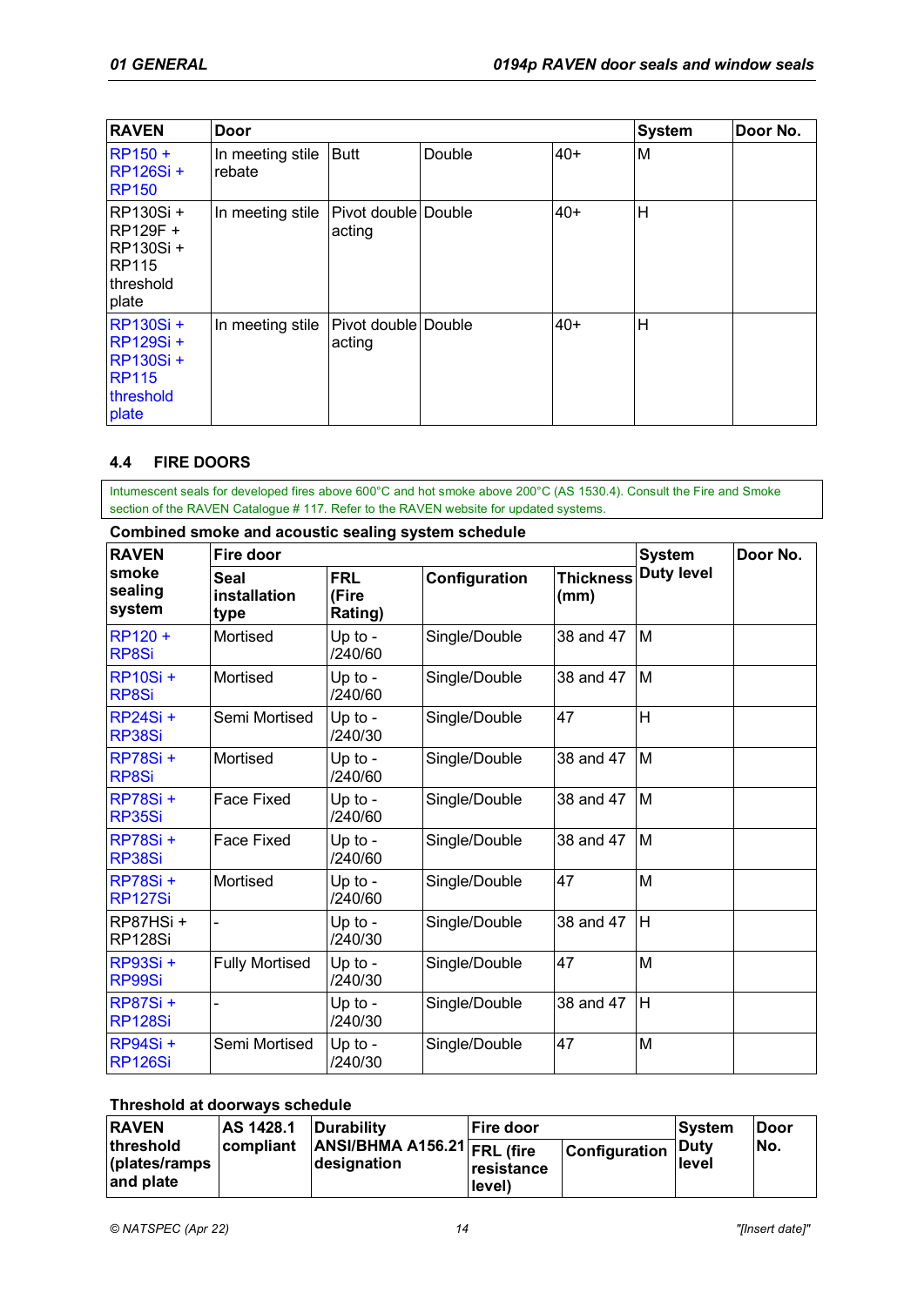| RAVEN | Door | | | | System | Door No. |
|---|---|---|---|---|---|---|
| RP150 + RP126Si + RP150 | In meeting stile rebate | Butt | Double | 40+ | M | |
| RP130Si + RP129F + RP130Si + RP115 threshold plate | In meeting stile | Pivot double acting | Double | 40+ | H | |
| RP130Si + RP129Si + RP130Si + RP115 threshold plate | In meeting stile | Pivot double acting | Double | 40+ | H | |

### 4.4 FIRE DOORS

Intumescent seals for developed fires above 600°C and hot smoke above 200°C (AS 1530.4). Consult the Fire and Smoke section of the RAVEN Catalogue # 117. Refer to the RAVEN website for updated systems.

**Combined smoke and acoustic sealing system schedule**

| RAVEN smoke sealing system | Fire door | | | | System | Door No. |
|---|---|---|---|---|---|---|
| | Seal installation type | FRL (Fire Rating) | Configuration | Thickness (mm) | Duty level | |
| RP120 + RP8Si | Mortised | Up to - /240/60 | Single/Double | 38 and 47 | M | |
| RP10Si + RP8Si | Mortised | Up to - /240/60 | Single/Double | 38 and 47 | M | |
| RP24Si + RP38Si | Semi Mortised | Up to - /240/30 | Single/Double | 47 | H | |
| RP78Si + RP8Si | Mortised | Up to - /240/60 | Single/Double | 38 and 47 | M | |
| RP78Si + RP35Si | Face Fixed | Up to - /240/60 | Single/Double | 38 and 47 | M | |
| RP78Si + RP38Si | Face Fixed | Up to - /240/60 | Single/Double | 38 and 47 | M | |
| RP78Si + RP127Si | Mortised | Up to - /240/60 | Single/Double | 47 | M | |
| RP87HSi + RP128Si | - | Up to - /240/30 | Single/Double | 38 and 47 | H | |
| RP93Si + RP99Si | Fully Mortised | Up to - /240/30 | Single/Double | 47 | M | |
| RP87Si + RP128Si | - | Up to - /240/30 | Single/Double | 38 and 47 | H | |
| RP94Si + RP126Si | Semi Mortised | Up to - /240/30 | Single/Double | 47 | M | |

**Threshold at doorways schedule**

| RAVEN threshold (plates/ramps and plate | AS 1428.1 compliant | Durability ANSI/BHMA A156.21 designation | Fire door | | System Duty level | Door No. |
|---|---|---|---|---|---|---|
| | | | FRL (fire resistance level) | Configuration | | |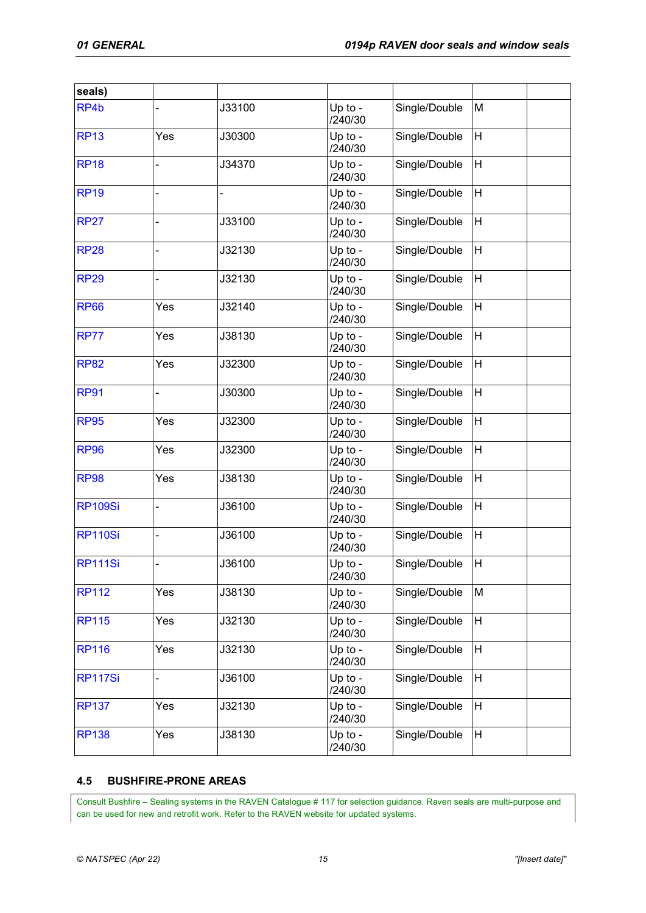| seals) | | | | | | |
|---|---|---|---|---|---|---|
| RP4b | - | J33100 | Up to - /240/30 | Single/Double | M | |
| RP13 | Yes | J30300 | Up to - /240/30 | Single/Double | H | |
| RP18 | - | J34370 | Up to - /240/30 | Single/Double | H | |
| RP19 | - | - | Up to - /240/30 | Single/Double | H | |
| RP27 | - | J33100 | Up to - /240/30 | Single/Double | H | |
| RP28 | - | J32130 | Up to - /240/30 | Single/Double | H | |
| RP29 | - | J32130 | Up to - /240/30 | Single/Double | H | |
| RP66 | Yes | J32140 | Up to - /240/30 | Single/Double | H | |
| RP77 | Yes | J38130 | Up to - /240/30 | Single/Double | H | |
| RP82 | Yes | J32300 | Up to - /240/30 | Single/Double | H | |
| RP91 | - | J30300 | Up to - /240/30 | Single/Double | H | |
| RP95 | Yes | J32300 | Up to - /240/30 | Single/Double | H | |
| RP96 | Yes | J32300 | Up to - /240/30 | Single/Double | H | |
| RP98 | Yes | J38130 | Up to - /240/30 | Single/Double | H | |
| RP109Si | - | J36100 | Up to - /240/30 | Single/Double | H | |
| RP110Si | - | J36100 | Up to - /240/30 | Single/Double | H | |
| RP111Si | - | J36100 | Up to - /240/30 | Single/Double | H | |
| RP112 | Yes | J38130 | Up to - /240/30 | Single/Double | M | |
| RP115 | Yes | J32130 | Up to - /240/30 | Single/Double | H | |
| RP116 | Yes | J32130 | Up to - /240/30 | Single/Double | H | |
| RP117Si | - | J36100 | Up to - /240/30 | Single/Double | H | |
| RP137 | Yes | J32130 | Up to - /240/30 | Single/Double | H | |
| RP138 | Yes | J38130 | Up to - /240/30 | Single/Double | H | |

### 4.5 BUSHFIRE-PRONE AREAS

Consult Bushfire – Sealing systems in the RAVEN Catalogue # 117 for selection guidance. Raven seals are multi-purpose and can be used for new and retrofit work. Refer to the RAVEN website for updated systems.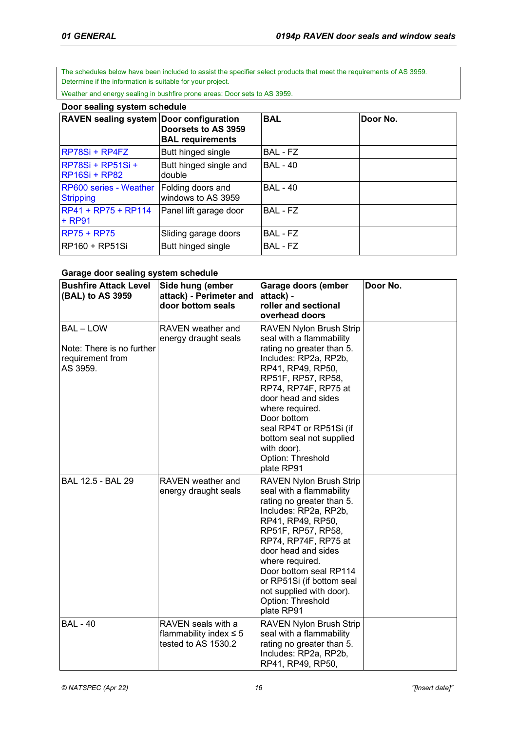The schedules below have been included to assist the specifier select products that meet the requirements of AS 3959. Determine if the information is suitable for your project.

Weather and energy sealing in bushfire prone areas: Door sets to AS 3959.

**Door sealing system schedule**

| RAVEN sealing system | Door configuration Doorsets to AS 3959 BAL requirements | BAL | Door No. |
|---|---|---|---|
| RP78Si + RP4FZ | Butt hinged single | BAL - FZ | |
| RP78Si + RP51Si + RP16Si + RP82 | Butt hinged single and double | BAL - 40 | |
| RP600 series - Weather Stripping | Folding doors and windows to AS 3959 | BAL - 40 | |
| RP41 + RP75 + RP114 + RP91 | Panel lift garage door | BAL - FZ | |
| RP75 + RP75 | Sliding garage doors | BAL - FZ | |
| RP160 + RP51Si | Butt hinged single | BAL - FZ | |

**Garage door sealing system schedule**

| Bushfire Attack Level (BAL) to AS 3959 | Side hung (ember attack) - Perimeter and door bottom seals | Garage doors (ember attack) - roller and sectional overhead doors | Door No. |
|---|---|---|---|
| BAL – LOW<br><br>Note: There is no further requirement from AS 3959. | RAVEN weather and energy draught seals | RAVEN Nylon Brush Strip seal with a flammability rating no greater than 5. Includes: RP2a, RP2b, RP41, RP49, RP50, RP51F, RP57, RP58, RP74, RP74F, RP75 at door head and sides where required.<br>Door bottom seal RP4T or RP51Si (if bottom seal not supplied with door).<br>Option: Threshold plate RP91 | |
| BAL 12.5 - BAL 29 | RAVEN weather and energy draught seals | RAVEN Nylon Brush Strip seal with a flammability rating no greater than 5. Includes: RP2a, RP2b, RP41, RP49, RP50, RP51F, RP57, RP58, RP74, RP74F, RP75 at door head and sides where required.<br>Door bottom seal RP114 or RP51Si (if bottom seal not supplied with door).<br>Option: Threshold plate RP91 | |
| BAL - 40 | RAVEN seals with a flammability index ≤ 5 tested to AS 1530.2 | RAVEN Nylon Brush Strip seal with a flammability rating no greater than 5. Includes: RP2a, RP2b, RP41, RP49, RP50, | |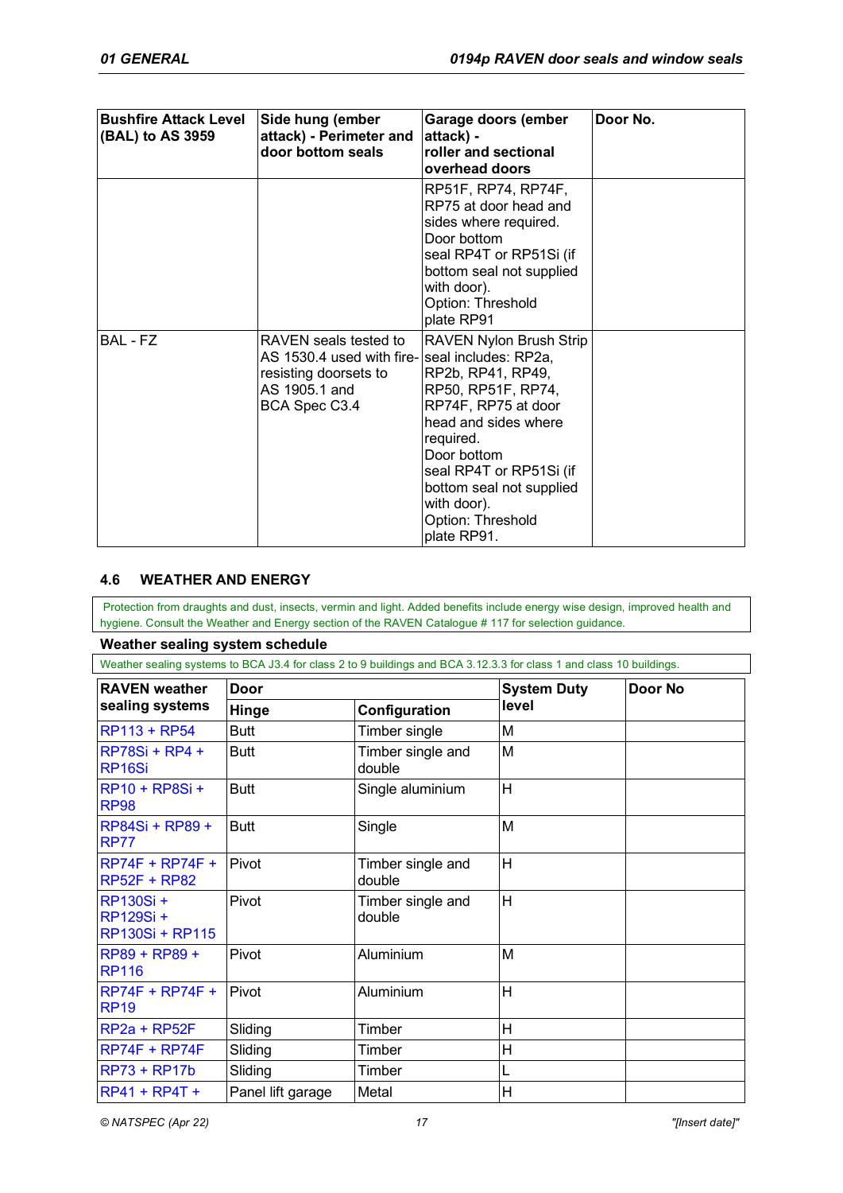| Bushfire Attack Level (BAL) to AS 3959 | Side hung (ember attack) - Perimeter and door bottom seals | Garage doors (ember attack) - roller and sectional overhead doors | Door No. |
|---|---|---|---|
| | | RP51F, RP74, RP74F, RP75 at door head and sides where required. Door bottom seal RP4T or RP51Si (if bottom seal not supplied with door). Option: Threshold plate RP91 | |
| BAL - FZ | RAVEN seals tested to AS 1530.4 used with fire-resisting doorsets to AS 1905.1 and BCA Spec C3.4 | RAVEN Nylon Brush Strip seal includes: RP2a, RP2b, RP41, RP49, RP50, RP51F, RP74, RP74F, RP75 at door head and sides where required. Door bottom seal RP4T or RP51Si (if bottom seal not supplied with door). Option: Threshold plate RP91. | |

### 4.6 WEATHER AND ENERGY

Protection from draughts and dust, insects, vermin and light. Added benefits include energy wise design, improved health and hygiene. Consult the Weather and Energy section of the RAVEN Catalogue # 117 for selection guidance.

**Weather sealing system schedule**

Weather sealing systems to BCA J3.4 for class 2 to 9 buildings and BCA 3.12.3.3 for class 1 and class 10 buildings.

| RAVEN weather sealing systems | Door | | System Duty level | Door No |
|---|---|---|---|---|
| | Hinge | Configuration | | |
| RP113 + RP54 | Butt | Timber single | M | |
| RP78Si + RP4 + RP16Si | Butt | Timber single and double | M | |
| RP10 + RP8Si + RP98 | Butt | Single aluminium | H | |
| RP84Si + RP89 + RP77 | Butt | Single | M | |
| RP74F + RP74F + RP52F + RP82 | Pivot | Timber single and double | H | |
| RP130Si + RP129Si + RP130Si + RP115 | Pivot | Timber single and double | H | |
| RP89 + RP89 + RP116 | Pivot | Aluminium | M | |
| RP74F + RP74F + RP19 | Pivot | Aluminium | H | |
| RP2a + RP52F | Sliding | Timber | H | |
| RP74F + RP74F | Sliding | Timber | H | |
| RP73 + RP17b | Sliding | Timber | L | |
| RP41 + RP4T + | Panel lift garage | Metal | H | |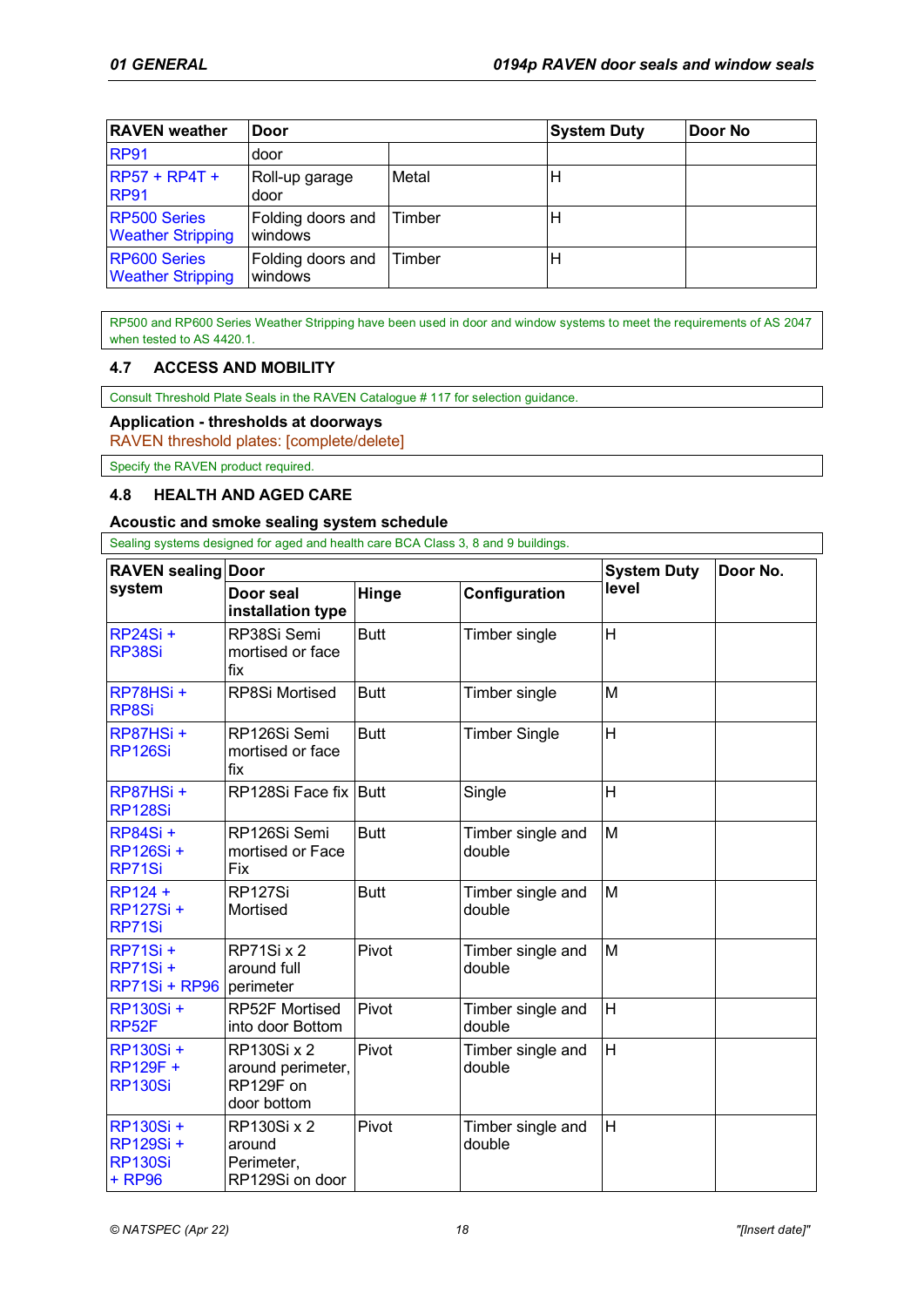| RAVEN weather | Door | | System Duty | Door No |
|---|---|---|---|---|
| RP91 | door | | | |
| RP57 + RP4T + RP91 | Roll-up garage door | Metal | H | |
| RP500 Series Weather Stripping | Folding doors and windows | Timber | H | |
| RP600 Series Weather Stripping | Folding doors and windows | Timber | H | |

RP500 and RP600 Series Weather Stripping have been used in door and window systems to meet the requirements of AS 2047 when tested to AS 4420.1.

## 4.7 ACCESS AND MOBILITY

Consult Threshold Plate Seals in the RAVEN Catalogue # 117 for selection guidance.

### Application - thresholds at doorways

RAVEN threshold plates: [complete/delete]

Specify the RAVEN product required.

## 4.8 HEALTH AND AGED CARE

### Acoustic and smoke sealing system schedule

Sealing systems designed for aged and health care BCA Class 3, 8 and 9 buildings.

| RAVEN sealing system | Door | | | System Duty level | Door No. |
|---|---|---|---|---|---|
| | Door seal installation type | Hinge | Configuration | | |
| RP24Si + RP38Si | RP38Si Semi mortised or face fix | Butt | Timber single | H | |
| RP78HSi + RP8Si | RP8Si Mortised | Butt | Timber single | M | |
| RP87HSi + RP126Si | RP126Si Semi mortised or face fix | Butt | Timber Single | H | |
| RP87HSi + RP128Si | RP128Si Face fix | Butt | Single | H | |
| RP84Si + RP126Si + RP71Si | RP126Si Semi mortised or Face Fix | Butt | Timber single and double | M | |
| RP124 + RP127Si + RP71Si | RP127Si Mortised | Butt | Timber single and double | M | |
| RP71Si + RP71Si + RP71Si + RP96 | RP71Si x 2 around full perimeter | Pivot | Timber single and double | M | |
| RP130Si + RP52F | RP52F Mortised into door Bottom | Pivot | Timber single and double | H | |
| RP130Si + RP129F + RP130Si | RP130Si x 2 around perimeter, RP129F on door bottom | Pivot | Timber single and double | H | |
| RP130Si + RP129Si + RP130Si + RP96 | RP130Si x 2 around Perimeter, RP129Si on door | Pivot | Timber single and double | H | |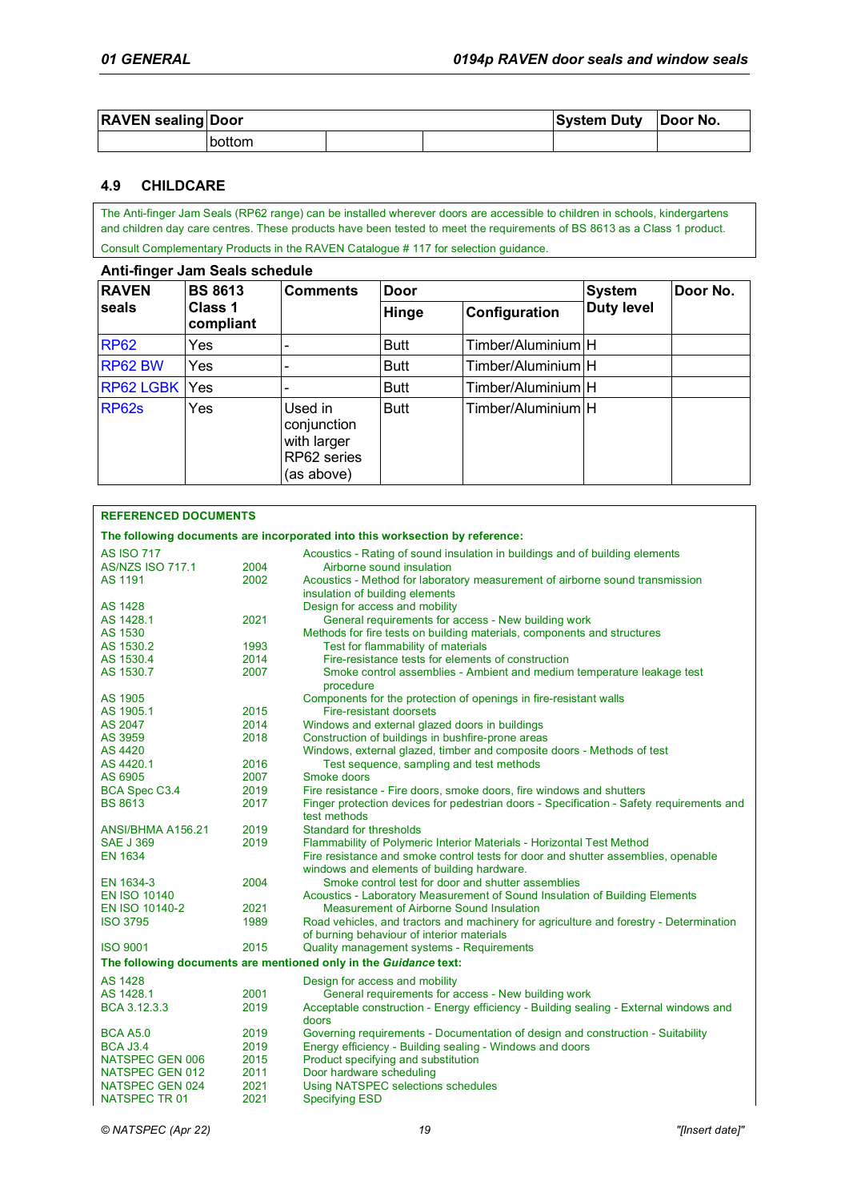| RAVEN sealing | Door | | | System Duty | Door No. |
|---|---|---|---|---|---|
| | bottom | | | | |

### 4.9 CHILDCARE

The Anti-finger Jam Seals (RP62 range) can be installed wherever doors are accessible to children in schools, kindergartens and children day care centres. These products have been tested to meet the requirements of BS 8613 as a Class 1 product.

Consult Complementary Products in the RAVEN Catalogue # 117 for selection guidance.

**Anti-finger Jam Seals schedule**

| RAVEN seals | BS 8613 Class 1 compliant | Comments | Door | | System Duty level | Door No. |
|---|---|---|---|---|---|---|
| | | | Hinge | Configuration | | |
| RP62 | Yes | - | Butt | Timber/Aluminium | H | |
| RP62 BW | Yes | - | Butt | Timber/Aluminium | H | |
| RP62 LGBK | Yes | - | Butt | Timber/Aluminium | H | |
| RP62s | Yes | Used in conjunction with larger RP62 series (as above) | Butt | Timber/Aluminium | H | |

**REFERENCED DOCUMENTS**

**The following documents are incorporated into this worksection by reference:**

| | | |
|---|---|---|
| AS ISO 717 | | Acoustics - Rating of sound insulation in buildings and of building elements |
| AS/NZS ISO 717.1 | 2004 | Airborne sound insulation |
| AS 1191 | 2002 | Acoustics - Method for laboratory measurement of airborne sound transmission insulation of building elements |
| AS 1428 | | Design for access and mobility |
| AS 1428.1 | 2021 | General requirements for access - New building work |
| AS 1530 | | Methods for fire tests on building materials, components and structures |
| AS 1530.2 | 1993 | Test for flammability of materials |
| AS 1530.4 | 2014 | Fire-resistance tests for elements of construction |
| AS 1530.7 | 2007 | Smoke control assemblies - Ambient and medium temperature leakage test procedure |
| AS 1905 | | Components for the protection of openings in fire-resistant walls |
| AS 1905.1 | 2015 | Fire-resistant doorsets |
| AS 2047 | 2014 | Windows and external glazed doors in buildings |
| AS 3959 | 2018 | Construction of buildings in bushfire-prone areas |
| AS 4420 | | Windows, external glazed, timber and composite doors - Methods of test |
| AS 4420.1 | 2016 | Test sequence, sampling and test methods |
| AS 6905 | 2007 | Smoke doors |
| BCA Spec C3.4 | 2019 | Fire resistance - Fire doors, smoke doors, fire windows and shutters |
| BS 8613 | 2017 | Finger protection devices for pedestrian doors - Specification - Safety requirements and test methods |
| ANSI/BHMA A156.21 | 2019 | Standard for thresholds |
| SAE J 369 | 2019 | Flammability of Polymeric Interior Materials - Horizontal Test Method |
| EN 1634 | | Fire resistance and smoke control tests for door and shutter assemblies, openable windows and elements of building hardware. |
| EN 1634-3 | 2004 | Smoke control test for door and shutter assemblies |
| EN ISO 10140 | | Acoustics - Laboratory Measurement of Sound Insulation of Building Elements |
| EN ISO 10140-2 | 2021 | Measurement of Airborne Sound Insulation |
| ISO 3795 | 1989 | Road vehicles, and tractors and machinery for agriculture and forestry - Determination of burning behaviour of interior materials |
| ISO 9001 | 2015 | Quality management systems - Requirements |

**The following documents are mentioned only in the *Guidance* text:**

| | | |
|---|---|---|
| AS 1428 | | Design for access and mobility |
| AS 1428.1 | 2001 | General requirements for access - New building work |
| BCA 3.12.3.3 | 2019 | Acceptable construction - Energy efficiency - Building sealing - External windows and doors |
| BCA A5.0 | 2019 | Governing requirements - Documentation of design and construction - Suitability |
| BCA J3.4 | 2019 | Energy efficiency - Building sealing - Windows and doors |
| NATSPEC GEN 006 | 2015 | Product specifying and substitution |
| NATSPEC GEN 012 | 2011 | Door hardware scheduling |
| NATSPEC GEN 024 | 2021 | Using NATSPEC selections schedules |
| NATSPEC TR 01 | 2021 | Specifying ESD |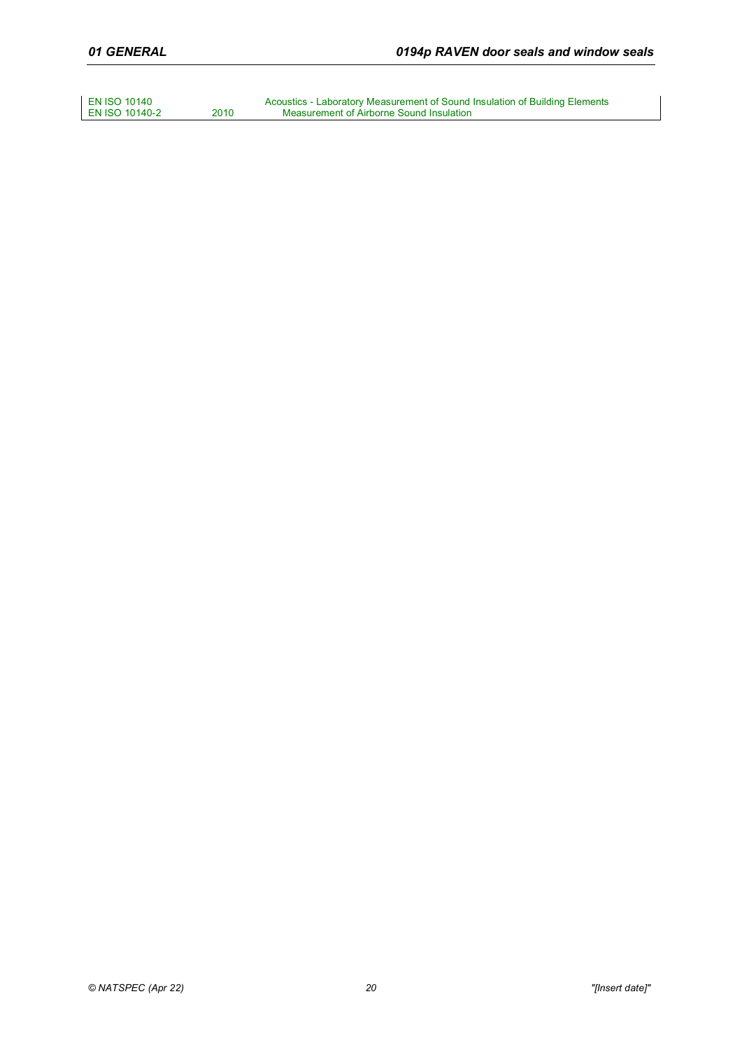| | | |
|---|---|---|
| EN ISO 10140 | | Acoustics - Laboratory Measurement of Sound Insulation of Building Elements |
| EN ISO 10140-2 | 2010 | Measurement of Airborne Sound Insulation |